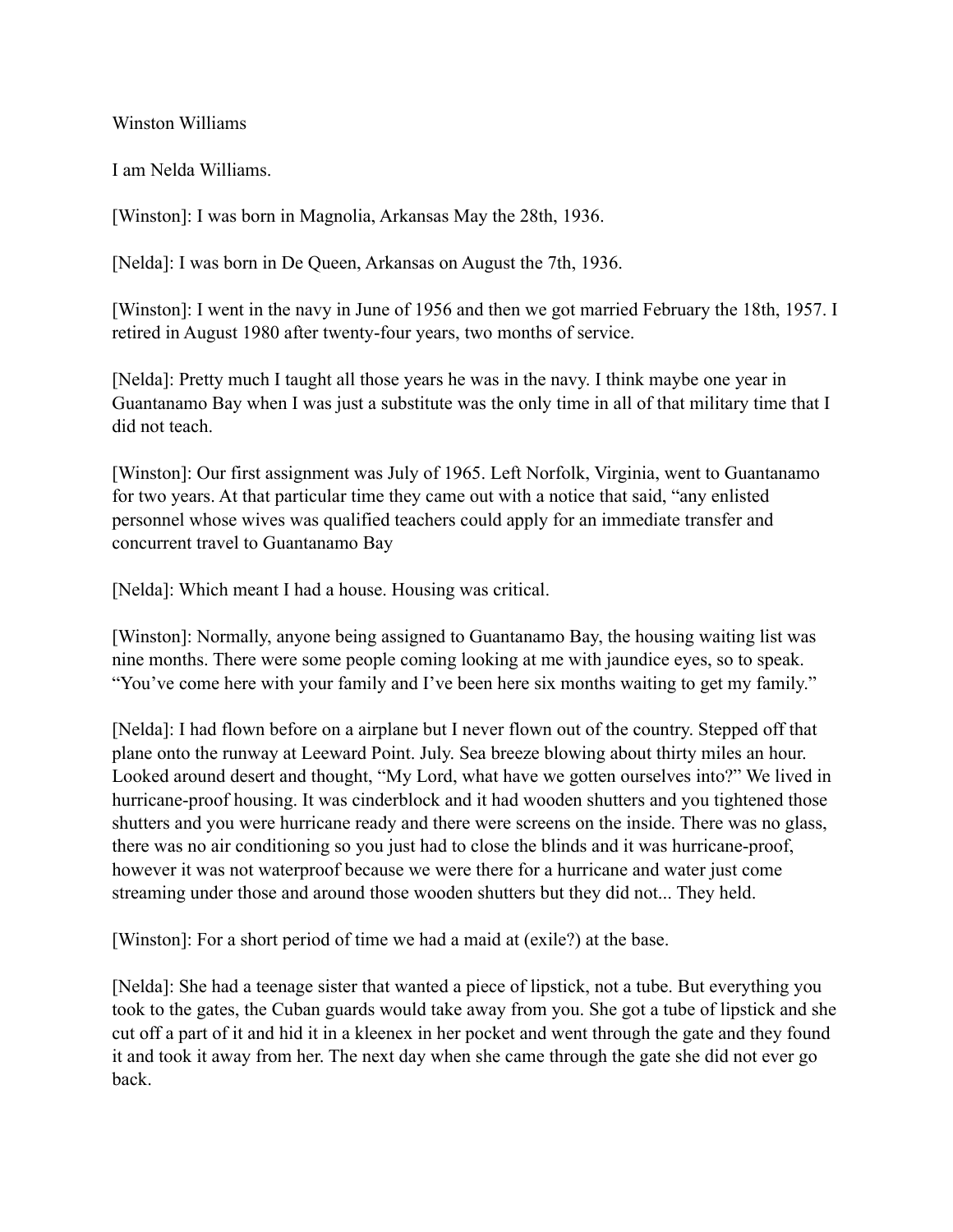Winston Williams

I am Nelda Williams.

[Winston]: I was born in Magnolia, Arkansas May the 28th, 1936.

[Nelda]: I was born in De Queen, Arkansas on August the 7th, 1936.

[Winston]: I went in the navy in June of 1956 and then we got married February the 18th, 1957. I retired in August 1980 after twenty-four years, two months of service.

[Nelda]: Pretty much I taught all those years he was in the navy. I think maybe one year in Guantanamo Bay when I was just a substitute was the only time in all of that military time that I did not teach.

[Winston]: Our first assignment was July of 1965. Left Norfolk, Virginia, went to Guantanamo for two years. At that particular time they came out with a notice that said, "any enlisted personnel whose wives was qualified teachers could apply for an immediate transfer and concurrent travel to Guantanamo Bay

[Nelda]: Which meant I had a house. Housing was critical.

[Winston]: Normally, anyone being assigned to Guantanamo Bay, the housing waiting list was nine months. There were some people coming looking at me with jaundice eyes, so to speak. "You've come here with your family and I've been here six months waiting to get my family."

[Nelda]: I had flown before on a airplane but I never flown out of the country. Stepped off that plane onto the runway at Leeward Point. July. Sea breeze blowing about thirty miles an hour. Looked around desert and thought, "My Lord, what have we gotten ourselves into?" We lived in hurricane-proof housing. It was cinderblock and it had wooden shutters and you tightened those shutters and you were hurricane ready and there were screens on the inside. There was no glass, there was no air conditioning so you just had to close the blinds and it was hurricane-proof, however it was not waterproof because we were there for a hurricane and water just come streaming under those and around those wooden shutters but they did not... They held.

[Winston]: For a short period of time we had a maid at (exile?) at the base.

[Nelda]: She had a teenage sister that wanted a piece of lipstick, not a tube. But everything you took to the gates, the Cuban guards would take away from you. She got a tube of lipstick and she cut off a part of it and hid it in a kleenex in her pocket and went through the gate and they found it and took it away from her. The next day when she came through the gate she did not ever go back.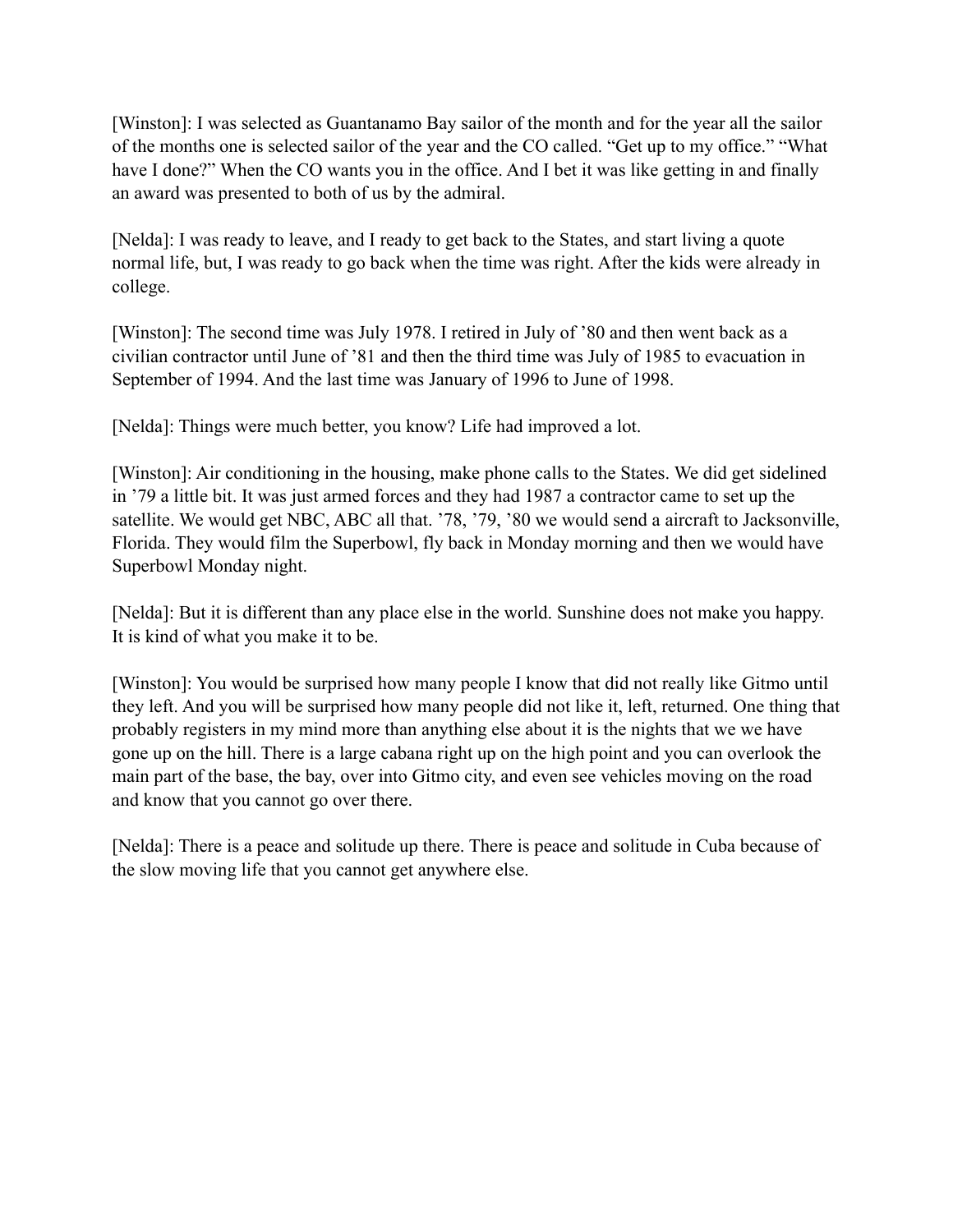[Winston]: I was selected as Guantanamo Bay sailor of the month and for the year all the sailor of the months one is selected sailor of the year and the CO called. "Get up to my office." "What have I done?" When the CO wants you in the office. And I bet it was like getting in and finally an award was presented to both of us by the admiral.

[Nelda]: I was ready to leave, and I ready to get back to the States, and start living a quote normal life, but, I was ready to go back when the time was right. After the kids were already in college.

[Winston]: The second time was July 1978. I retired in July of '80 and then went back as a civilian contractor until June of '81 and then the third time was July of 1985 to evacuation in September of 1994. And the last time was January of 1996 to June of 1998.

[Nelda]: Things were much better, you know? Life had improved a lot.

[Winston]: Air conditioning in the housing, make phone calls to the States. We did get sidelined in '79 a little bit. It was just armed forces and they had 1987 a contractor came to set up the satellite. We would get NBC, ABC all that. '78, '79, '80 we would send a aircraft to Jacksonville, Florida. They would film the Superbowl, fly back in Monday morning and then we would have Superbowl Monday night.

[Nelda]: But it is different than any place else in the world. Sunshine does not make you happy. It is kind of what you make it to be.

[Winston]: You would be surprised how many people I know that did not really like Gitmo until they left. And you will be surprised how many people did not like it, left, returned. One thing that probably registers in my mind more than anything else about it is the nights that we we have gone up on the hill. There is a large cabana right up on the high point and you can overlook the main part of the base, the bay, over into Gitmo city, and even see vehicles moving on the road and know that you cannot go over there.

[Nelda]: There is a peace and solitude up there. There is peace and solitude in Cuba because of the slow moving life that you cannot get anywhere else.